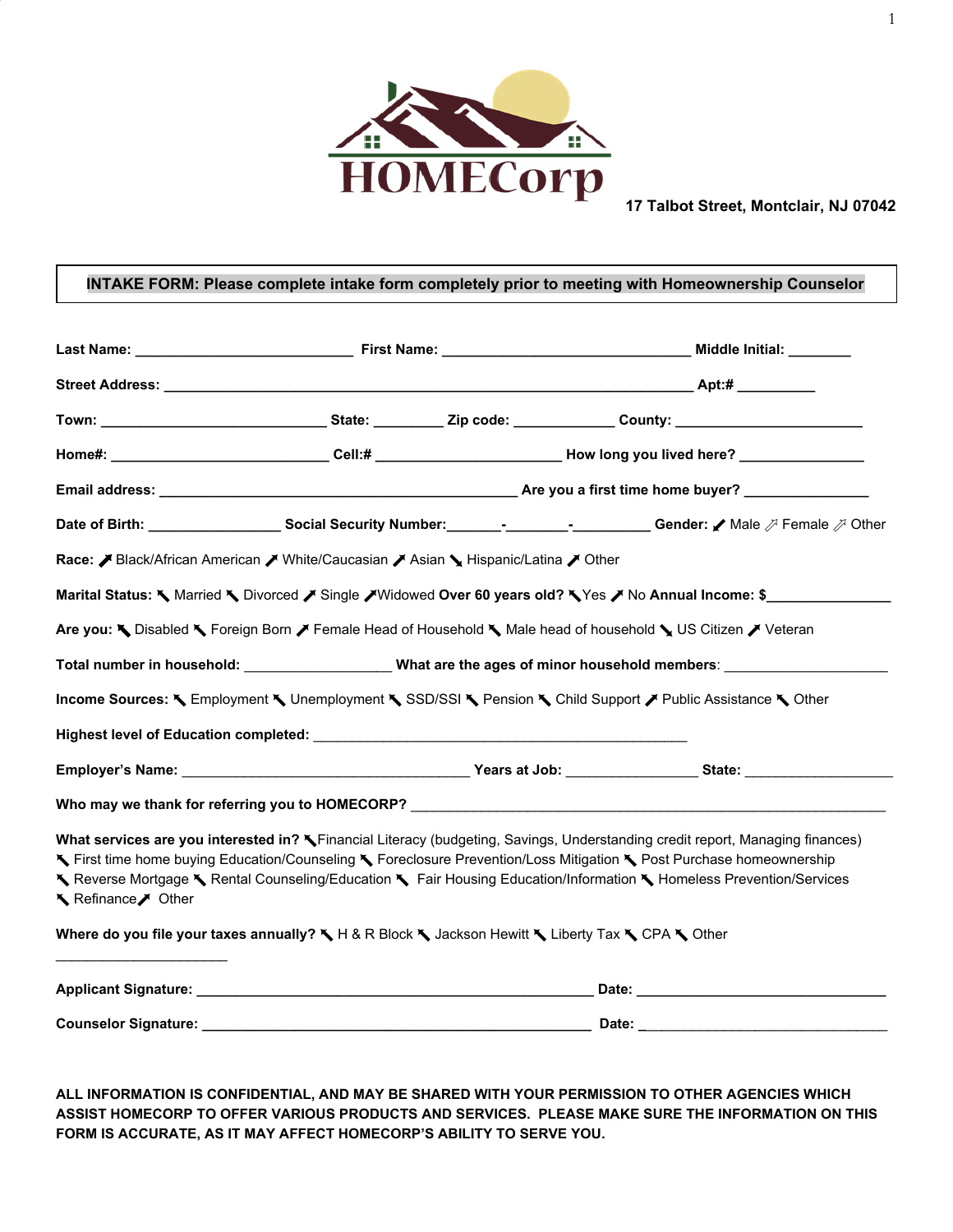# HOMECorp

**17 Talbot Street, Montclair, NJ 07042**

**INTAKE FORM: Please complete intake form completely prior to meeting with Homeownership Counselor**

**Last Name:** ___________________________ **First Name:** _______________________________ **Middle Initial:** ________

**Street Address:** ________________________________________________________________ **Apt:#** __________

**Town:** ____________________________ **State:** _________ **Zip code:** ____________ **County:** _______________________

**Home#:** ___________________________ **Cell:#** _______________________ **How long you lived here?** _______________

**Email address:** ______________________________________________ **Are you a first time home buyer?** _______________

**Date of Birth:** ________________ **Social Security Number:**_______-________-_________ **Gender:** ☐ Male ☐ Female ☐ Other

**Race:** ☐ Black/African American ☐ White/Caucasian ☐ Asian ☐ Hispanic/Latina ☐ Other

**Marital Status:** ☐ Married ☐ Divorced ☐ Single ☐ Widowed **Over 60 years old?** ☐ Yes ☐ No **Annual Income: $**_______________

**Are you:** ☐ Disabled ☐ Foreign Born ☐ Female Head of Household ☐ Male head of household ☐ US Citizen ☐ Veteran

**Total number in household:** __________________ **What are the ages of minor household members**: ____________________

**Income Sources:** ☐ Employment ☐ Unemployment ☐ SSD/SSI ☐ Pension ☐ Child Support ☐ Public Assistance ☐ Other

**Highest level of Education completed:** ______________________________________________

**Employer's Name:** ____________________________________ **Years at Job:** ________________ **State:** ___________________

**Who may we thank for referring you to HOMECORP?** ___________________________________________________________

**What services are you interested in?** ☐ Financial Literacy (budgeting, Savings, Understanding credit report, Managing finances) ☐ First time home buying Education/Counseling ☐ Foreclosure Prevention/Loss Mitigation ☐ Post Purchase homeownership ☐ Reverse Mortgage ☐ Rental Counseling/Education ☐ Fair Housing Education/Information ☐ Homeless Prevention/Services ☐ Refinance ☐ Other

**Where do you file your taxes annually?** ☐ H & R Block ☐ Jackson Hewitt ☐ Liberty Tax ☐ CPA ☐ Other _____________________

**Applicant Signature:** _________________________________________________ **Date:** _______________________________

**Counselor Signature:** _________________________________________________ **Date:** _______________________________

**ALL INFORMATION IS CONFIDENTIAL, AND MAY BE SHARED WITH YOUR PERMISSION TO OTHER AGENCIES WHICH ASSIST HOMECORP TO OFFER VARIOUS PRODUCTS AND SERVICES. PLEASE MAKE SURE THE INFORMATION ON THIS FORM IS ACCURATE, AS IT MAY AFFECT HOMECORP'S ABILITY TO SERVE YOU.**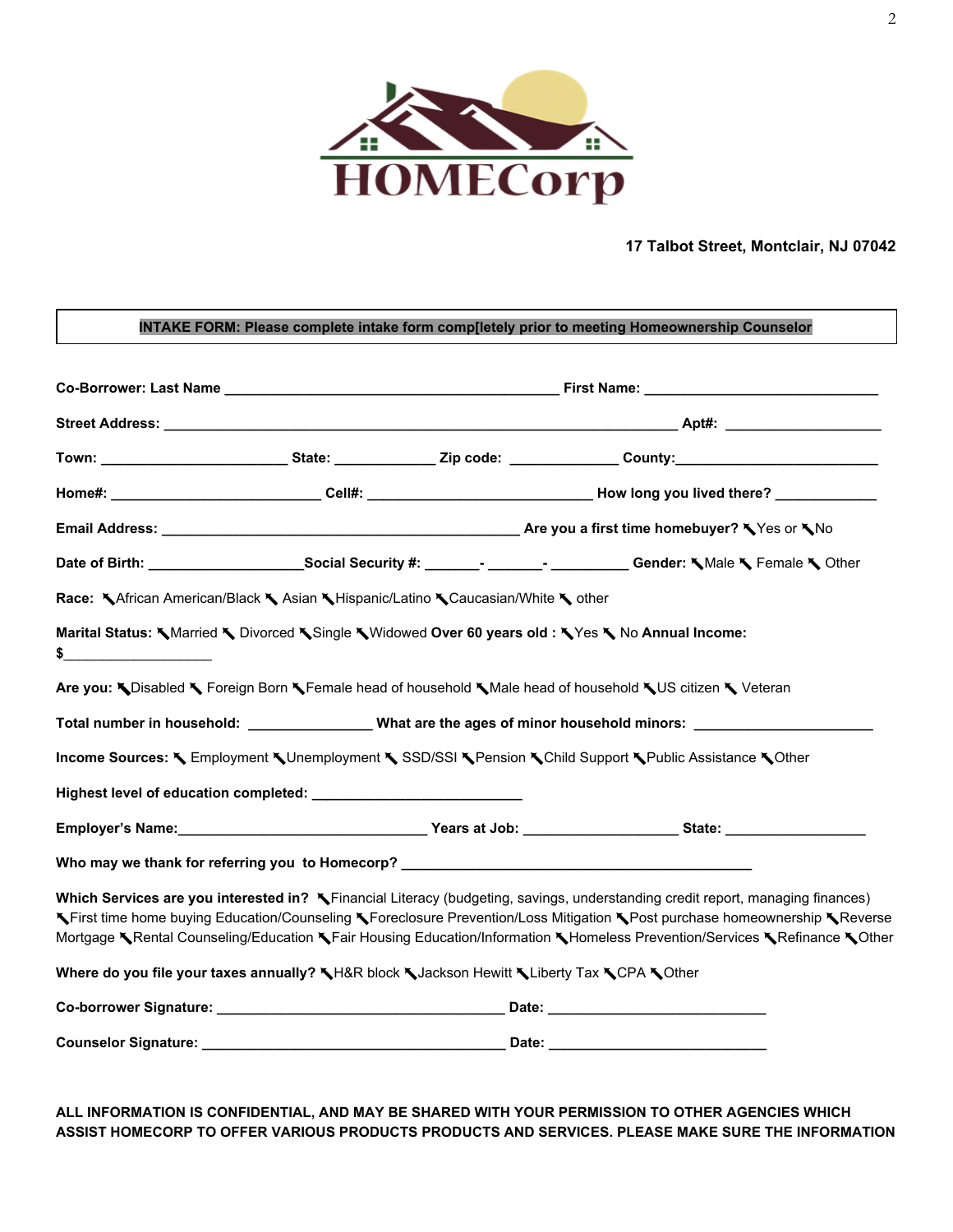**HOMECorp**

**17 Talbot Street, Montclair, NJ 07042**

**INTAKE FORM: Please complete intake form comp[letely prior to meeting Homeownership Counselor**

**Co-Borrower: Last Name** ________________________________________ **First Name:** ____________________________

**Street Address:** ____________________________________________________________ **Apt#:** __________________

**Town:** ______________________ **State:** ____________ **Zip code:** _____________ **County:**________________________

**Home#:** _________________________ **Cell#:** ___________________________ **How long you lived there?** ____________

**Email Address:** ___________________________________________ **Are you a first time homebuyer?** ↖Yes or ↖No

**Date of Birth:** ___________________**Social Security #:** _______- _______- __________ **Gender:** ↖Male ↖ Female ↖ Other

**Race:** ↖African American/Black ↖ Asian ↖Hispanic/Latino ↖Caucasian/White ↖ other

**Marital Status:** ↖Married ↖ Divorced ↖Single ↖Widowed **Over 60 years old :** ↖Yes ↖ No **Annual Income:** **$**__________________

**Are you:** ↖Disabled ↖ Foreign Born ↖Female head of household ↖Male head of household ↖US citizen ↖ Veteran

**Total number in household:** _______________ **What are the ages of minor household minors:** ______________________

**Income Sources:** ↖ Employment ↖Unemployment ↖ SSD/SSI ↖Pension ↖Child Support ↖Public Assistance ↖Other

**Highest level of education completed:** _________________________

**Employer's Name:**______________________________ **Years at Job:** __________________ **State:** _________________

**Who may we thank for referring you to Homecorp?** ____________________________________________

**Which Services are you interested in?** ↖Financial Literacy (budgeting, savings, understanding credit report, managing finances) ↖First time home buying Education/Counseling ↖Foreclosure Prevention/Loss Mitigation ↖Post purchase homeownership ↖Reverse Mortgage ↖Rental Counseling/Education ↖Fair Housing Education/Information ↖Homeless Prevention/Services ↖Refinance ↖Other

**Where do you file your taxes annually?** ↖H&R block ↖Jackson Hewitt ↖Liberty Tax ↖CPA ↖Other

**Co-borrower Signature:** __________________________________ **Date:** __________________________

**Counselor Signature:** ____________________________________ **Date:** __________________________

**ALL INFORMATION IS CONFIDENTIAL, AND MAY BE SHARED WITH YOUR PERMISSION TO OTHER AGENCIES WHICH ASSIST HOMECORP TO OFFER VARIOUS PRODUCTS PRODUCTS AND SERVICES. PLEASE MAKE SURE THE INFORMATION**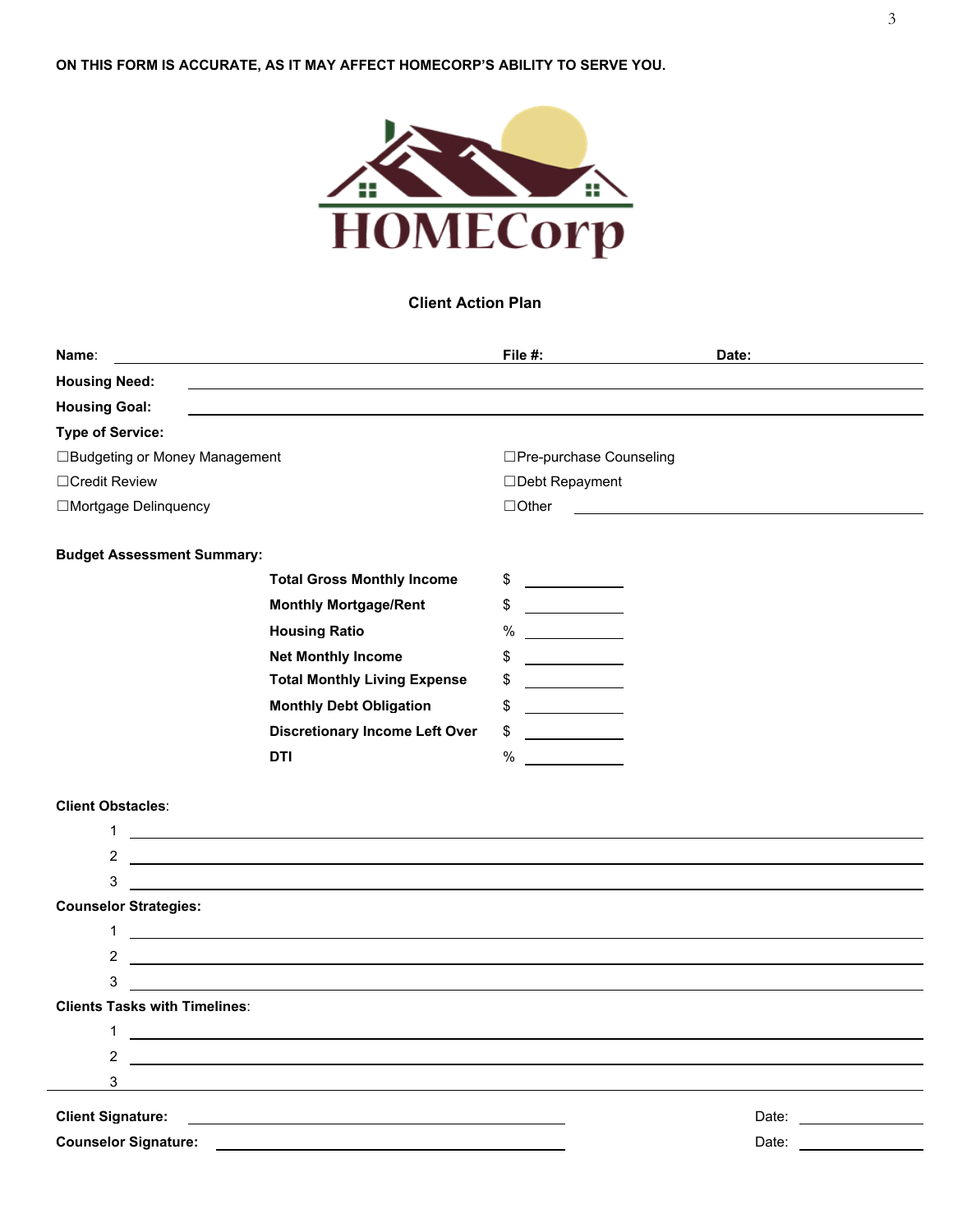**ON THIS FORM IS ACCURATE, AS IT MAY AFFECT HOMECORP'S ABILITY TO SERVE YOU.**

HOMECorp

## Client Action Plan

**Name**: \_\_\_\_\_\_\_\_\_\_\_\_\_\_\_\_\_\_\_\_ **File #:** \_\_\_\_\_\_\_\_\_\_ **Date:** \_\_\_\_\_\_\_\_\_\_

**Housing Need:** \_\_\_\_\_\_\_\_\_\_\_\_\_\_\_\_\_\_\_\_

**Housing Goal:** \_\_\_\_\_\_\_\_\_\_\_\_\_\_\_\_\_\_\_\_

**Type of Service:**

☐Budgeting or Money Management

☐Credit Review

☐Mortgage Delinquency

☐Pre-purchase Counseling

☐Debt Repayment

☐Other \_\_\_\_\_\_\_\_\_\_\_\_\_\_\_\_\_\_\_\_

**Budget Assessment Summary:**

| | | |
|---|---|---|
| **Total Gross Monthly Income** | $ | |
| **Monthly Mortgage/Rent** | $ | |
| **Housing Ratio** | % | |
| **Net Monthly Income** | $ | |
| **Total Monthly Living Expense** | $ | |
| **Monthly Debt Obligation** | $ | |
| **Discretionary Income Left Over** | $ | |
| **DTI** | % | |

**Client Obstacles**:

1 \_\_\_\_\_\_\_\_\_\_\_\_\_\_\_\_\_\_\_\_

2 \_\_\_\_\_\_\_\_\_\_\_\_\_\_\_\_\_\_\_\_

3 \_\_\_\_\_\_\_\_\_\_\_\_\_\_\_\_\_\_\_\_

**Counselor Strategies:**

1 \_\_\_\_\_\_\_\_\_\_\_\_\_\_\_\_\_\_\_\_

2 \_\_\_\_\_\_\_\_\_\_\_\_\_\_\_\_\_\_\_\_

3 \_\_\_\_\_\_\_\_\_\_\_\_\_\_\_\_\_\_\_\_

**Clients Tasks with Timelines**:

1 \_\_\_\_\_\_\_\_\_\_\_\_\_\_\_\_\_\_\_\_

2 \_\_\_\_\_\_\_\_\_\_\_\_\_\_\_\_\_\_\_\_

3 \_\_\_\_\_\_\_\_\_\_\_\_\_\_\_\_\_\_\_\_

**Client Signature:** \_\_\_\_\_\_\_\_\_\_\_\_\_\_\_\_\_\_\_\_ Date: \_\_\_\_\_\_\_\_\_\_

**Counselor Signature:** \_\_\_\_\_\_\_\_\_\_\_\_\_\_\_\_\_\_\_\_ Date: \_\_\_\_\_\_\_\_\_\_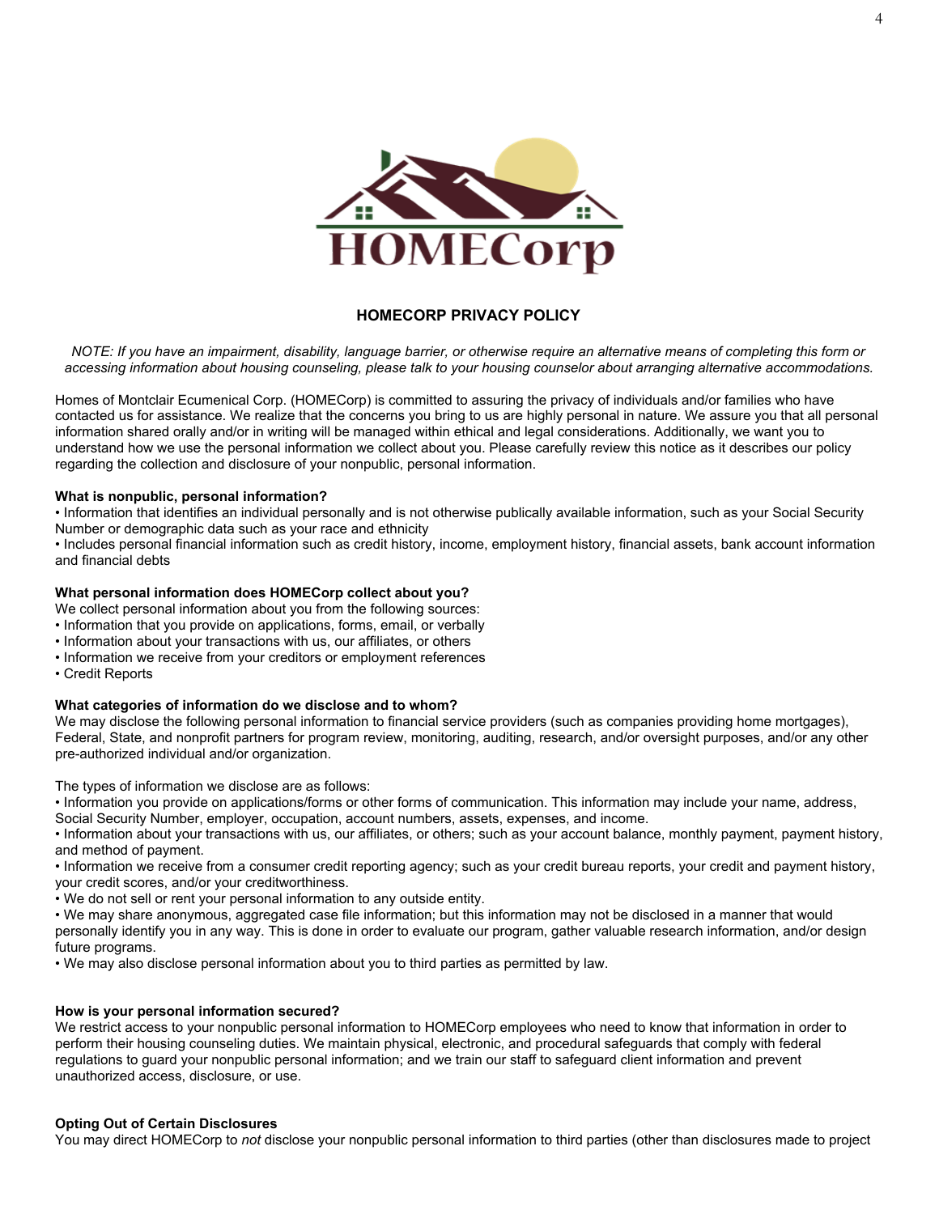HOMECorp

## HOMECORP PRIVACY POLICY

*NOTE: If you have an impairment, disability, language barrier, or otherwise require an alternative means of completing this form or accessing information about housing counseling, please talk to your housing counselor about arranging alternative accommodations.*

Homes of Montclair Ecumenical Corp. (HOMECorp) is committed to assuring the privacy of individuals and/or families who have contacted us for assistance. We realize that the concerns you bring to us are highly personal in nature. We assure you that all personal information shared orally and/or in writing will be managed within ethical and legal considerations. Additionally, we want you to understand how we use the personal information we collect about you. Please carefully review this notice as it describes our policy regarding the collection and disclosure of your nonpublic, personal information.

**What is nonpublic, personal information?**

- Information that identifies an individual personally and is not otherwise publically available information, such as your Social Security Number or demographic data such as your race and ethnicity
- Includes personal financial information such as credit history, income, employment history, financial assets, bank account information and financial debts

**What personal information does HOMECorp collect about you?**

We collect personal information about you from the following sources:

- Information that you provide on applications, forms, email, or verbally
- Information about your transactions with us, our affiliates, or others
- Information we receive from your creditors or employment references
- Credit Reports

**What categories of information do we disclose and to whom?**

We may disclose the following personal information to financial service providers (such as companies providing home mortgages), Federal, State, and nonprofit partners for program review, monitoring, auditing, research, and/or oversight purposes, and/or any other pre-authorized individual and/or organization.

The types of information we disclose are as follows:

- Information you provide on applications/forms or other forms of communication. This information may include your name, address, Social Security Number, employer, occupation, account numbers, assets, expenses, and income.
- Information about your transactions with us, our affiliates, or others; such as your account balance, monthly payment, payment history, and method of payment.
- Information we receive from a consumer credit reporting agency; such as your credit bureau reports, your credit and payment history, your credit scores, and/or your creditworthiness.
- We do not sell or rent your personal information to any outside entity.
- We may share anonymous, aggregated case file information; but this information may not be disclosed in a manner that would personally identify you in any way. This is done in order to evaluate our program, gather valuable research information, and/or design future programs.
- We may also disclose personal information about you to third parties as permitted by law.

**How is your personal information secured?**

We restrict access to your nonpublic personal information to HOMECorp employees who need to know that information in order to perform their housing counseling duties. We maintain physical, electronic, and procedural safeguards that comply with federal regulations to guard your nonpublic personal information; and we train our staff to safeguard client information and prevent unauthorized access, disclosure, or use.

**Opting Out of Certain Disclosures**

You may direct HOMECorp to *not* disclose your nonpublic personal information to third parties (other than disclosures made to project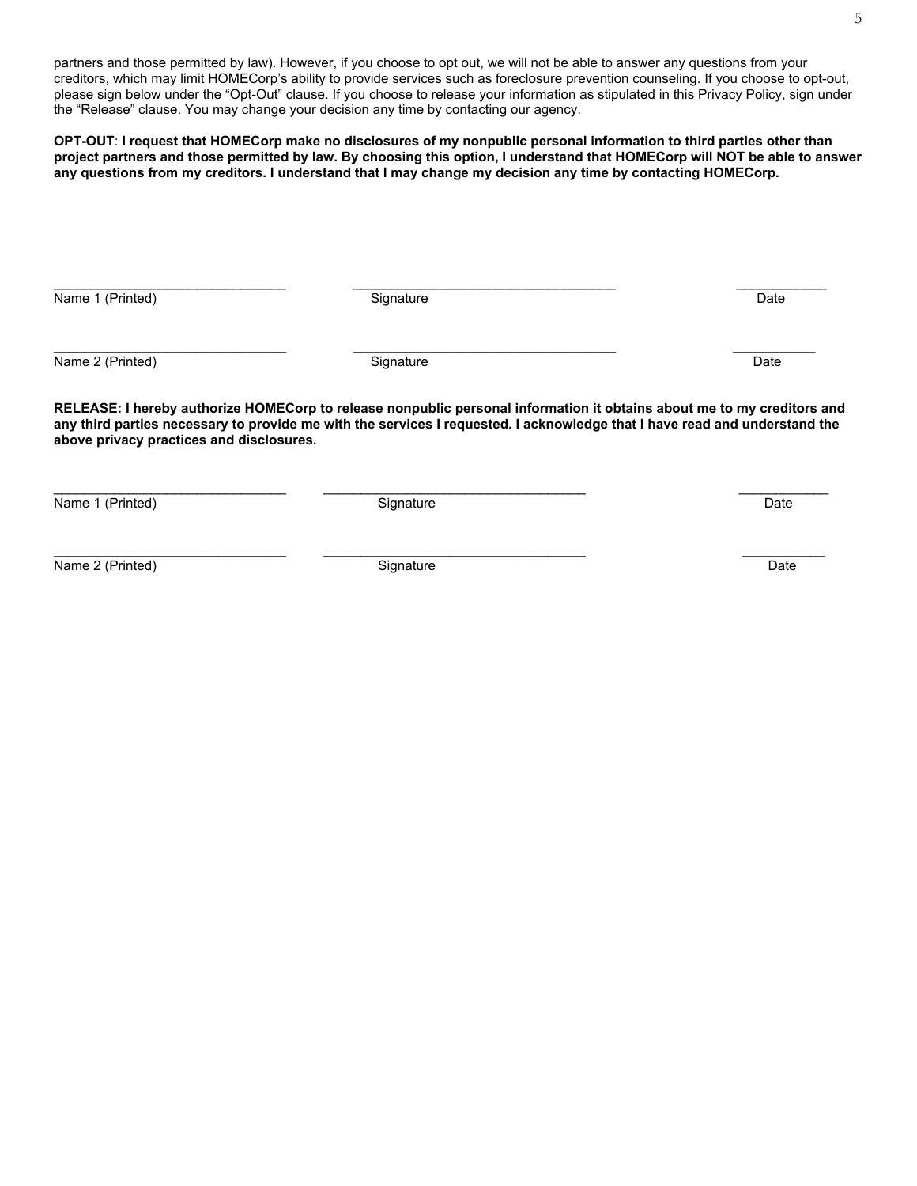partners and those permitted by law). However, if you choose to opt out, we will not be able to answer any questions from your creditors, which may limit HOMECorp's ability to provide services such as foreclosure prevention counseling. If you choose to opt-out, please sign below under the "Opt-Out" clause. If you choose to release your information as stipulated in this Privacy Policy, sign under the "Release" clause. You may change your decision any time by contacting our agency.

**OPT-OUT**: **I request that HOMECorp make no disclosures of my nonpublic personal information to third parties other than project partners and those permitted by law. By choosing this option, I understand that HOMECorp will NOT be able to answer any questions from my creditors. I understand that I may change my decision any time by contacting HOMECorp.**

| \_\_\_\_\_\_\_\_\_\_\_\_\_\_\_\_\_\_\_\_\_\_\_\_\_\_\_\_ Name 1 (Printed) | \_\_\_\_\_\_\_\_\_\_\_\_\_\_\_\_\_\_\_\_\_\_\_\_\_\_\_\_\_\_\_\_ Signature | \_\_\_\_\_\_\_\_\_\_ Date |
|---|---|---|
| \_\_\_\_\_\_\_\_\_\_\_\_\_\_\_\_\_\_\_\_\_\_\_\_\_\_\_\_ Name 2 (Printed) | \_\_\_\_\_\_\_\_\_\_\_\_\_\_\_\_\_\_\_\_\_\_\_\_\_\_\_\_\_\_\_\_ Signature | \_\_\_\_\_\_\_\_\_\_ Date |

**RELEASE: I hereby authorize HOMECorp to release nonpublic personal information it obtains about me to my creditors and any third parties necessary to provide me with the services I requested. I acknowledge that I have read and understand the above privacy practices and disclosures.**

| \_\_\_\_\_\_\_\_\_\_\_\_\_\_\_\_\_\_\_\_\_\_\_\_\_\_\_\_ Name 1 (Printed) | \_\_\_\_\_\_\_\_\_\_\_\_\_\_\_\_\_\_\_\_\_\_\_\_\_\_\_\_\_\_\_\_ Signature | \_\_\_\_\_\_\_\_\_\_ Date |
|---|---|---|
| \_\_\_\_\_\_\_\_\_\_\_\_\_\_\_\_\_\_\_\_\_\_\_\_\_\_\_\_ Name 2 (Printed) | \_\_\_\_\_\_\_\_\_\_\_\_\_\_\_\_\_\_\_\_\_\_\_\_\_\_\_\_\_\_\_\_ Signature | \_\_\_\_\_\_\_\_\_\_ Date |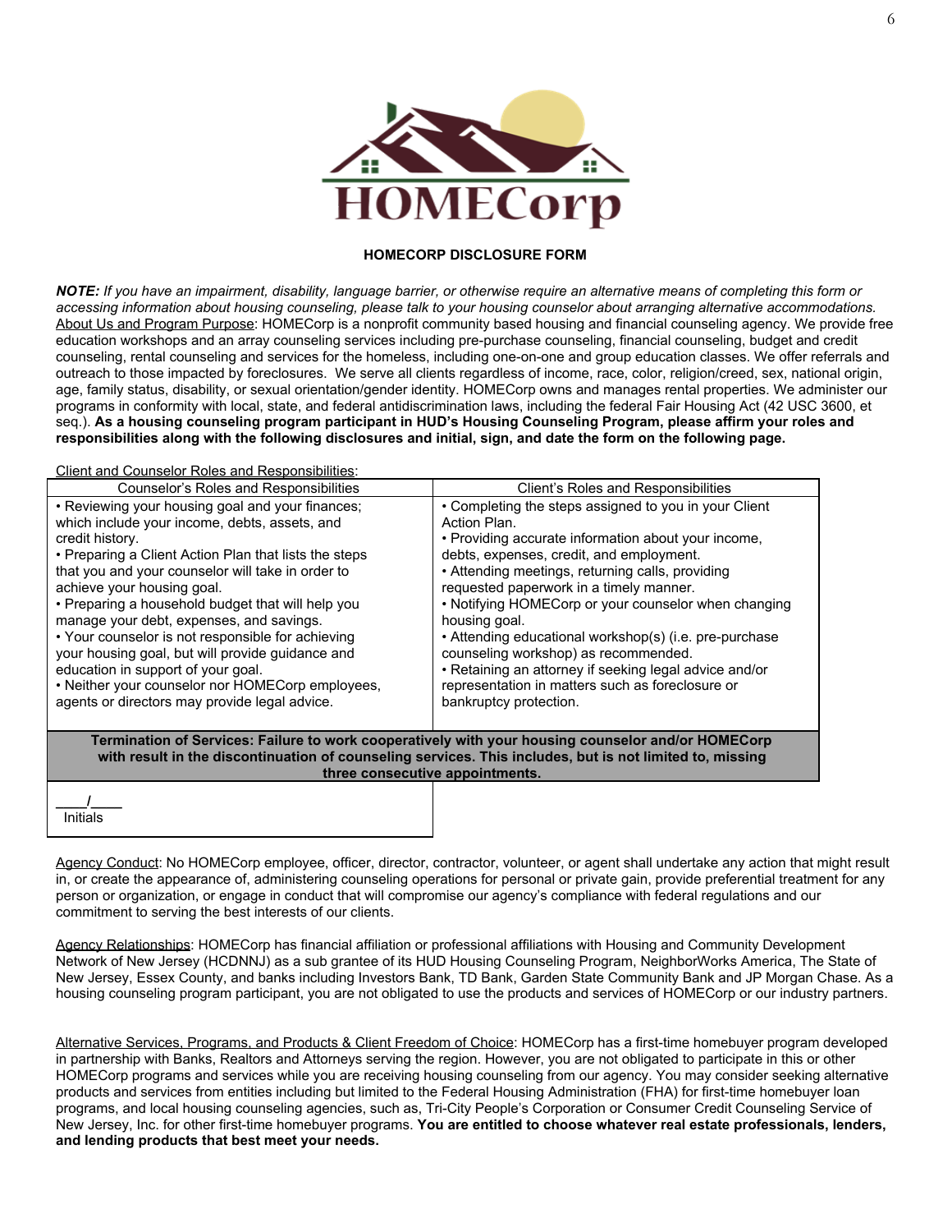# HOMECORP DISCLOSURE FORM

***NOTE:*** *If you have an impairment, disability, language barrier, or otherwise require an alternative means of completing this form or accessing information about housing counseling, please talk to your housing counselor about arranging alternative accommodations.*

About Us and Program Purpose: HOMECorp is a nonprofit community based housing and financial counseling agency. We provide free education workshops and an array counseling services including pre-purchase counseling, financial counseling, budget and credit counseling, rental counseling and services for the homeless, including one-on-one and group education classes. We offer referrals and outreach to those impacted by foreclosures. We serve all clients regardless of income, race, color, religion/creed, sex, national origin, age, family status, disability, or sexual orientation/gender identity. HOMECorp owns and manages rental properties. We administer our programs in conformity with local, state, and federal antidiscrimination laws, including the federal Fair Housing Act (42 USC 3600, et seq.). **As a housing counseling program participant in HUD's Housing Counseling Program, please affirm your roles and responsibilities along with the following disclosures and initial, sign, and date the form on the following page.**

Client and Counselor Roles and Responsibilities:

| Counselor's Roles and Responsibilities | Client's Roles and Responsibilities |
|---|---|
| • Reviewing your housing goal and your finances; which include your income, debts, assets, and credit history.<br>• Preparing a Client Action Plan that lists the steps that you and your counselor will take in order to achieve your housing goal.<br>• Preparing a household budget that will help you manage your debt, expenses, and savings.<br>• Your counselor is not responsible for achieving your housing goal, but will provide guidance and education in support of your goal.<br>• Neither your counselor nor HOMECorp employees, agents or directors may provide legal advice. | • Completing the steps assigned to you in your Client Action Plan.<br>• Providing accurate information about your income, debts, expenses, credit, and employment.<br>• Attending meetings, returning calls, providing requested paperwork in a timely manner.<br>• Notifying HOMECorp or your counselor when changing housing goal.<br>• Attending educational workshop(s) (i.e. pre-purchase counseling workshop) as recommended.<br>• Retaining an attorney if seeking legal advice and/or representation in matters such as foreclosure or bankruptcy protection. |
| **Termination of Services: Failure to work cooperatively with your housing counselor and/or HOMECorp with result in the discontinuation of counseling services. This includes, but is not limited to, missing three consecutive appointments.** | |
| ____/____<br>Initials | |

Agency Conduct: No HOMECorp employee, officer, director, contractor, volunteer, or agent shall undertake any action that might result in, or create the appearance of, administering counseling operations for personal or private gain, provide preferential treatment for any person or organization, or engage in conduct that will compromise our agency's compliance with federal regulations and our commitment to serving the best interests of our clients.

Agency Relationships: HOMECorp has financial affiliation or professional affiliations with Housing and Community Development Network of New Jersey (HCDNNJ) as a sub grantee of its HUD Housing Counseling Program, NeighborWorks America, The State of New Jersey, Essex County, and banks including Investors Bank, TD Bank, Garden State Community Bank and JP Morgan Chase. As a housing counseling program participant, you are not obligated to use the products and services of HOMECorp or our industry partners.

Alternative Services, Programs, and Products & Client Freedom of Choice: HOMECorp has a first-time homebuyer program developed in partnership with Banks, Realtors and Attorneys serving the region. However, you are not obligated to participate in this or other HOMECorp programs and services while you are receiving housing counseling from our agency. You may consider seeking alternative products and services from entities including but limited to the Federal Housing Administration (FHA) for first-time homebuyer loan programs, and local housing counseling agencies, such as, Tri-City People's Corporation or Consumer Credit Counseling Service of New Jersey, Inc. for other first-time homebuyer programs. **You are entitled to choose whatever real estate professionals, lenders, and lending products that best meet your needs.**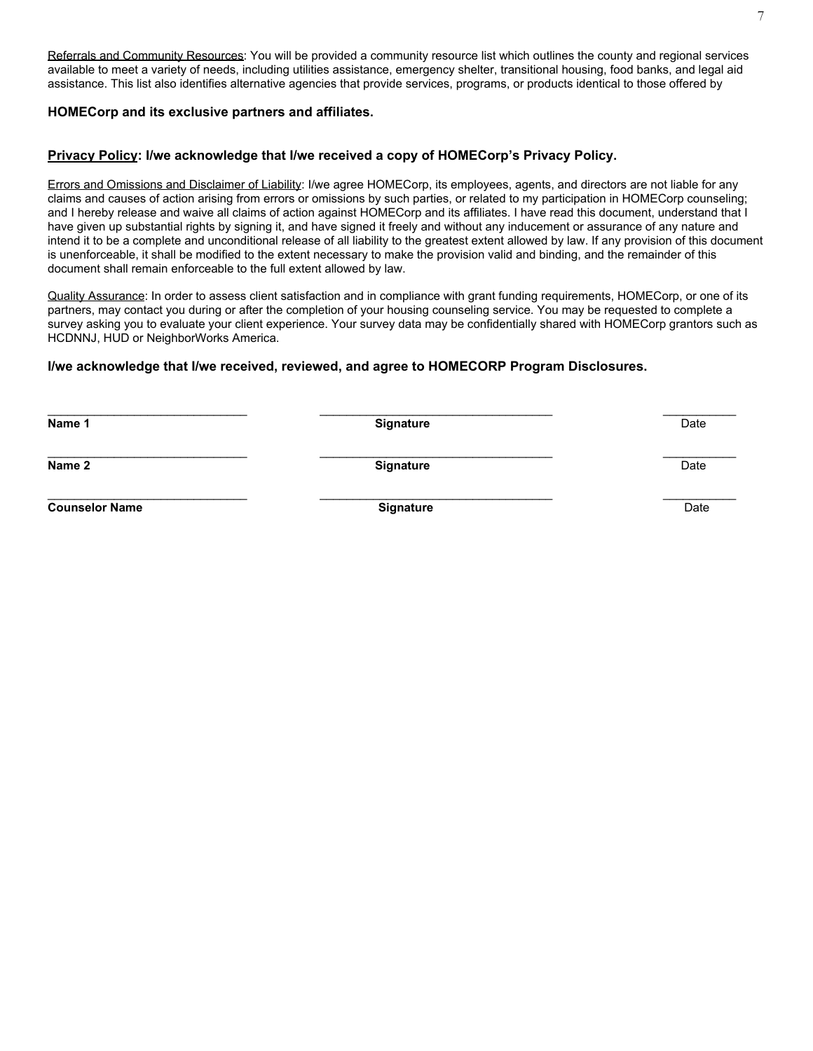Referrals and Community Resources: You will be provided a community resource list which outlines the county and regional services available to meet a variety of needs, including utilities assistance, emergency shelter, transitional housing, food banks, and legal aid assistance. This list also identifies alternative agencies that provide services, programs, or products identical to those offered by

**HOMECorp and its exclusive partners and affiliates.**

**Privacy Policy: I/we acknowledge that I/we received a copy of HOMECorp's Privacy Policy.**

Errors and Omissions and Disclaimer of Liability: I/we agree HOMECorp, its employees, agents, and directors are not liable for any claims and causes of action arising from errors or omissions by such parties, or related to my participation in HOMECorp counseling; and I hereby release and waive all claims of action against HOMECorp and its affiliates. I have read this document, understand that I have given up substantial rights by signing it, and have signed it freely and without any inducement or assurance of any nature and intend it to be a complete and unconditional release of all liability to the greatest extent allowed by law. If any provision of this document is unenforceable, it shall be modified to the extent necessary to make the provision valid and binding, and the remainder of this document shall remain enforceable to the full extent allowed by law.

Quality Assurance: In order to assess client satisfaction and in compliance with grant funding requirements, HOMECorp, or one of its partners, may contact you during or after the completion of your housing counseling service. You may be requested to complete a survey asking you to evaluate your client experience. Your survey data may be confidentially shared with HOMECorp grantors such as HCDNNJ, HUD or NeighborWorks America.

**I/we acknowledge that I/we received, reviewed, and agree to HOMECORP Program Disclosures.**

| | | |
|---|---|---|
| ______________________________ | ___________________________________ | ___________ |
| **Name 1** | **Signature** | Date |
| ______________________________ | ___________________________________ | ___________ |
| **Name 2** | **Signature** | Date |
| ______________________________ | ___________________________________ | ___________ |
| **Counselor Name** | **Signature** | Date |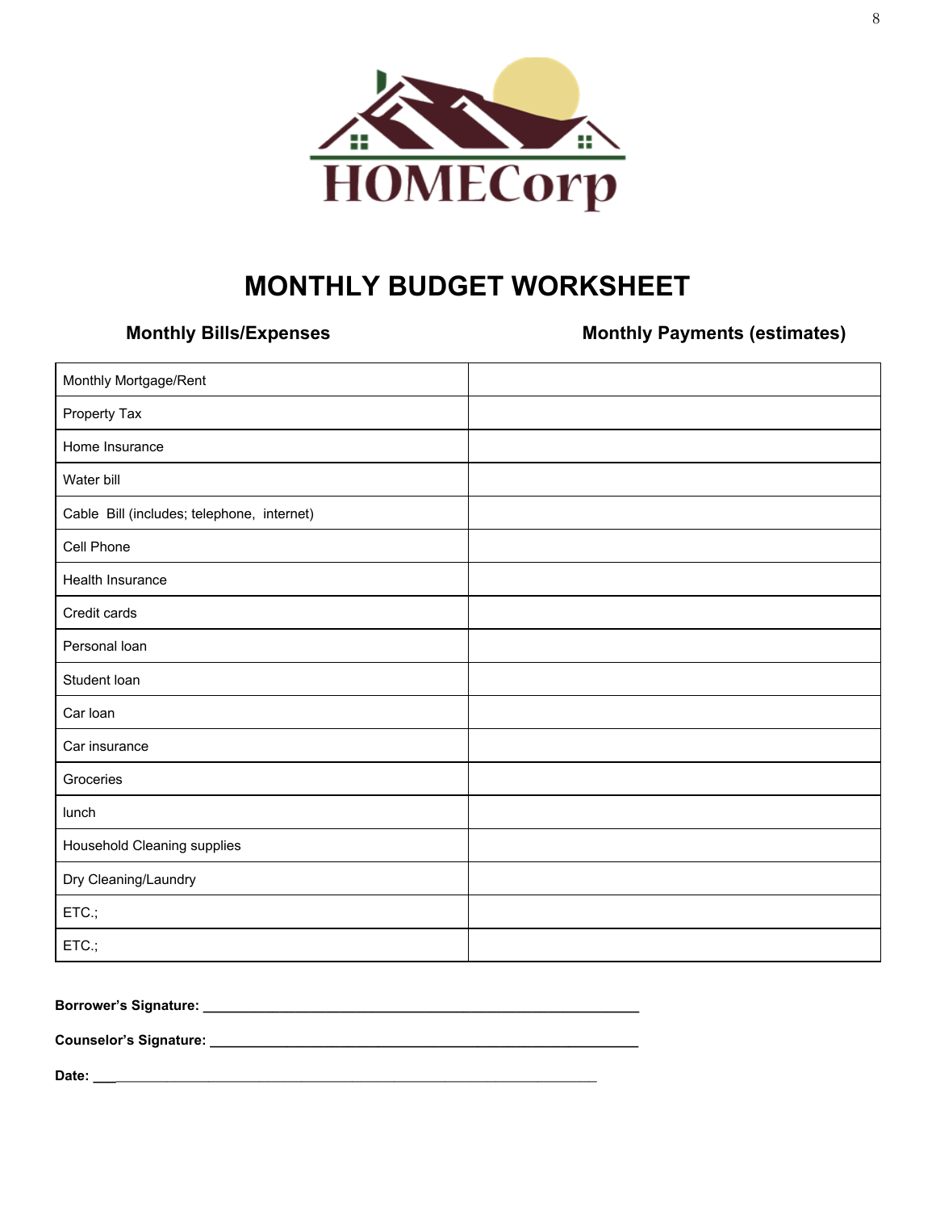HOMECorp

# MONTHLY BUDGET WORKSHEET

| Monthly Bills/Expenses | Monthly Payments (estimates) |
|---|---|
| Monthly Mortgage/Rent | |
| Property Tax | |
| Home Insurance | |
| Water bill | |
| Cable Bill (includes; telephone, internet) | |
| Cell Phone | |
| Health Insurance | |
| Credit cards | |
| Personal loan | |
| Student loan | |
| Car loan | |
| Car insurance | |
| Groceries | |
| lunch | |
| Household Cleaning supplies | |
| Dry Cleaning/Laundry | |
| ETC.; | |
| ETC.; | |

**Borrower's Signature:** ___________________________________________

**Counselor's Signature:** ___________________________________________

**Date:** ___________________________________________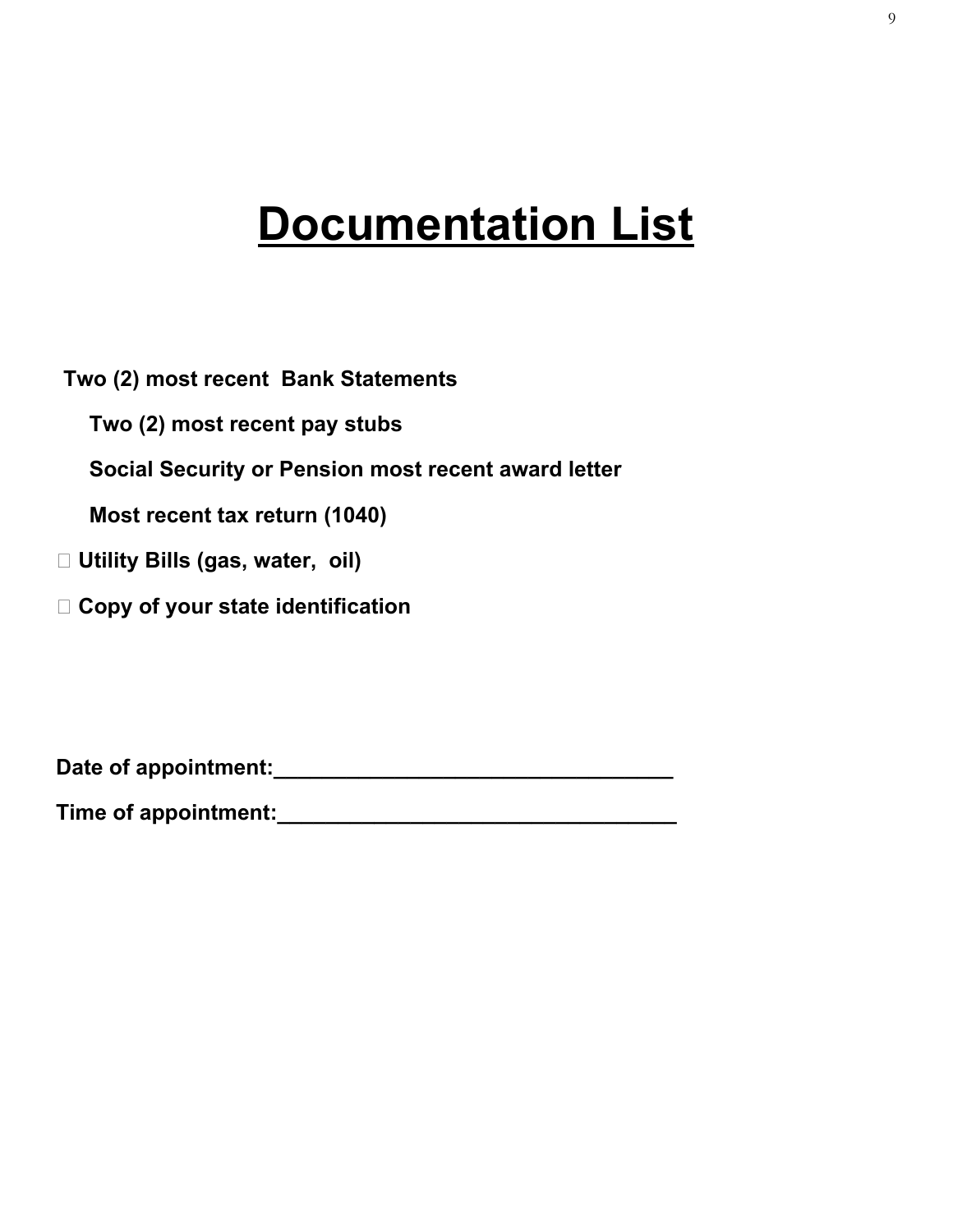# Documentation List

- Two (2) most recent Bank Statements
- Two (2) most recent pay stubs
- Social Security or Pension most recent award letter
- Most recent tax return (1040)
- Utility Bills (gas, water, oil)
- Copy of your state identification

**Date of appointment:**\_\_\_\_\_\_\_\_\_\_\_\_\_\_\_\_\_\_\_\_\_\_\_\_\_\_\_\_\_\_\_\_\_\_

**Time of appointment:**\_\_\_\_\_\_\_\_\_\_\_\_\_\_\_\_\_\_\_\_\_\_\_\_\_\_\_\_\_\_\_\_\_\_